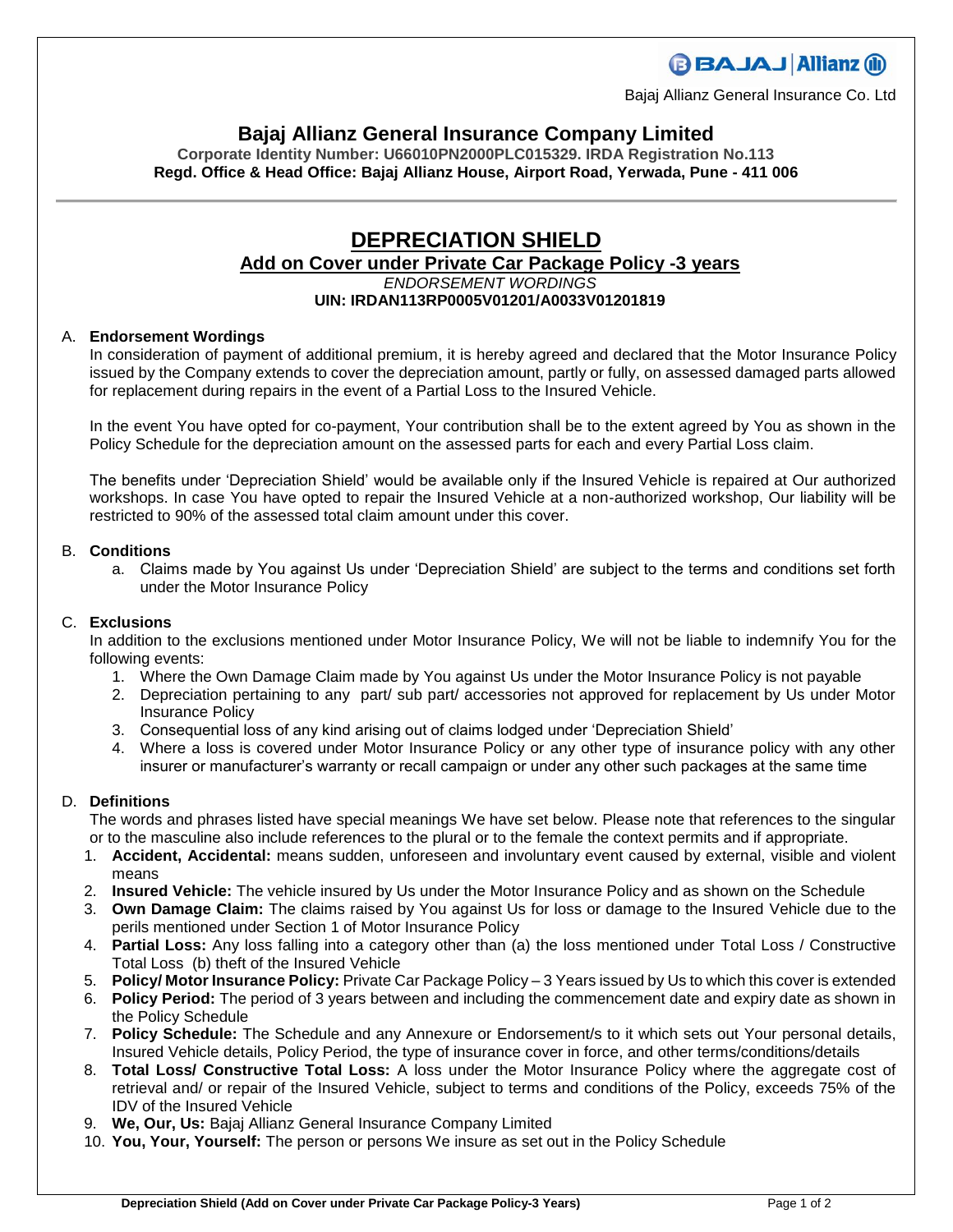Bajaj Allianz General Insurance Co. Ltd

# Bajaj Allianz General Insurance Company Limited

**Corporate Identity Number: U66010PN2000PLC015329. IRDA Registration No.113**
**Regd. Office & Head Office: Bajaj Allianz House, Airport Road, Yerwada, Pune - 411 006**

## DEPRECIATION SHIELD

### Add on Cover under Private Car Package Policy -3 years

*ENDORSEMENT WORDINGS*

**UIN: IRDAN113RP0005V01201/A0033V01201819**

A. **Endorsement Wordings**

In consideration of payment of additional premium, it is hereby agreed and declared that the Motor Insurance Policy issued by the Company extends to cover the depreciation amount, partly or fully, on assessed damaged parts allowed for replacement during repairs in the event of a Partial Loss to the Insured Vehicle.

In the event You have opted for co-payment, Your contribution shall be to the extent agreed by You as shown in the Policy Schedule for the depreciation amount on the assessed parts for each and every Partial Loss claim.

The benefits under 'Depreciation Shield' would be available only if the Insured Vehicle is repaired at Our authorized workshops. In case You have opted to repair the Insured Vehicle at a non-authorized workshop, Our liability will be restricted to 90% of the assessed total claim amount under this cover.

B. **Conditions**

a. Claims made by You against Us under 'Depreciation Shield' are subject to the terms and conditions set forth under the Motor Insurance Policy

C. **Exclusions**

In addition to the exclusions mentioned under Motor Insurance Policy, We will not be liable to indemnify You for the following events:

1. Where the Own Damage Claim made by You against Us under the Motor Insurance Policy is not payable
2. Depreciation pertaining to any part/ sub part/ accessories not approved for replacement by Us under Motor Insurance Policy
3. Consequential loss of any kind arising out of claims lodged under 'Depreciation Shield'
4. Where a loss is covered under Motor Insurance Policy or any other type of insurance policy with any other insurer or manufacturer's warranty or recall campaign or under any other such packages at the same time

D. **Definitions**

The words and phrases listed have special meanings We have set below. Please note that references to the singular or to the masculine also include references to the plural or to the female the context permits and if appropriate.

1. **Accident, Accidental:** means sudden, unforeseen and involuntary event caused by external, visible and violent means
2. **Insured Vehicle:** The vehicle insured by Us under the Motor Insurance Policy and as shown on the Schedule
3. **Own Damage Claim:** The claims raised by You against Us for loss or damage to the Insured Vehicle due to the perils mentioned under Section 1 of Motor Insurance Policy
4. **Partial Loss:** Any loss falling into a category other than (a) the loss mentioned under Total Loss / Constructive Total Loss (b) theft of the Insured Vehicle
5. **Policy/ Motor Insurance Policy:** Private Car Package Policy – 3 Years issued by Us to which this cover is extended
6. **Policy Period:** The period of 3 years between and including the commencement date and expiry date as shown in the Policy Schedule
7. **Policy Schedule:** The Schedule and any Annexure or Endorsement/s to it which sets out Your personal details, Insured Vehicle details, Policy Period, the type of insurance cover in force, and other terms/conditions/details
8. **Total Loss/ Constructive Total Loss:** A loss under the Motor Insurance Policy where the aggregate cost of retrieval and/ or repair of the Insured Vehicle, subject to terms and conditions of the Policy, exceeds 75% of the IDV of the Insured Vehicle
9. **We, Our, Us:** Bajaj Allianz General Insurance Company Limited
10. **You, Your, Yourself:** The person or persons We insure as set out in the Policy Schedule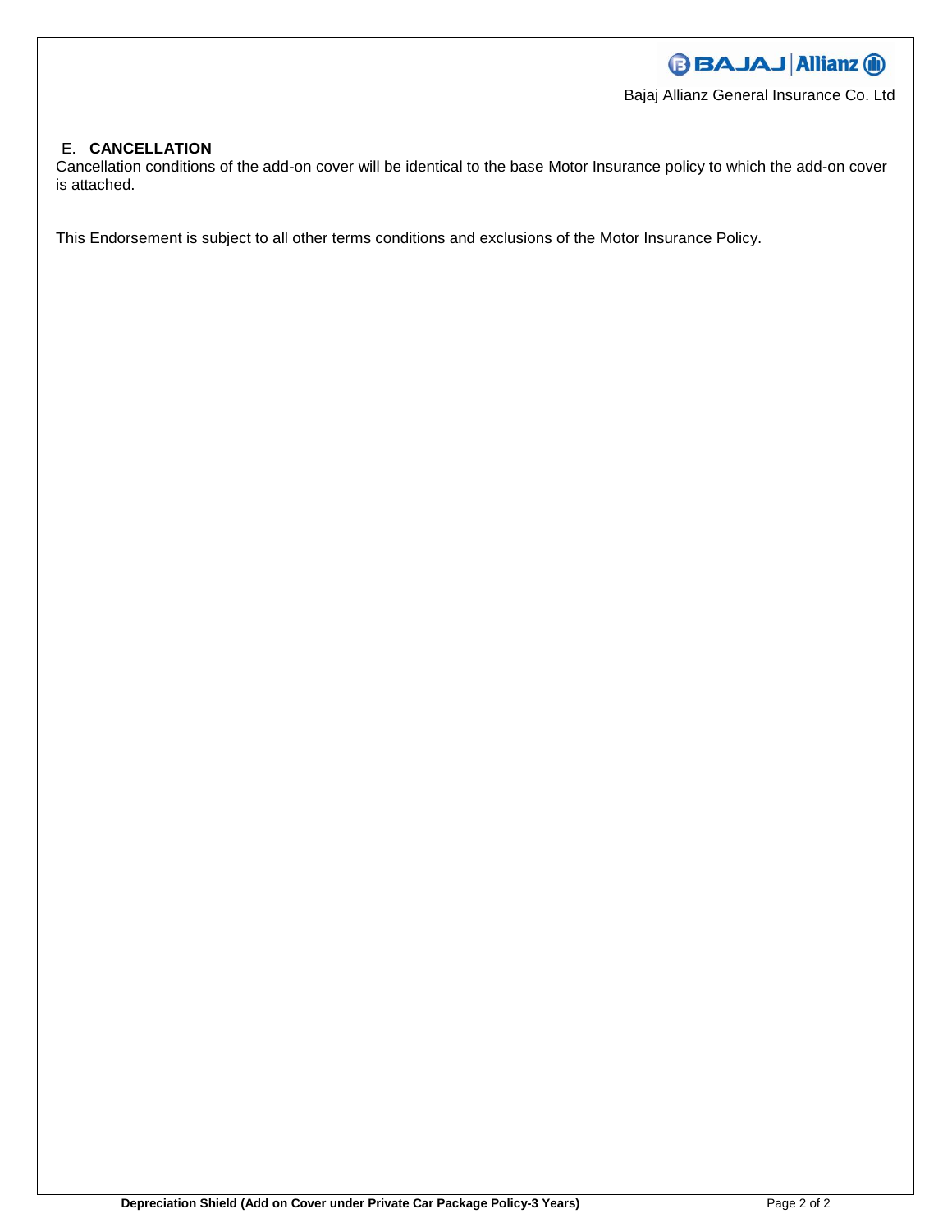## E. CANCELLATION

Cancellation conditions of the add-on cover will be identical to the base Motor Insurance policy to which the add-on cover is attached.

This Endorsement is subject to all other terms conditions and exclusions of the Motor Insurance Policy.